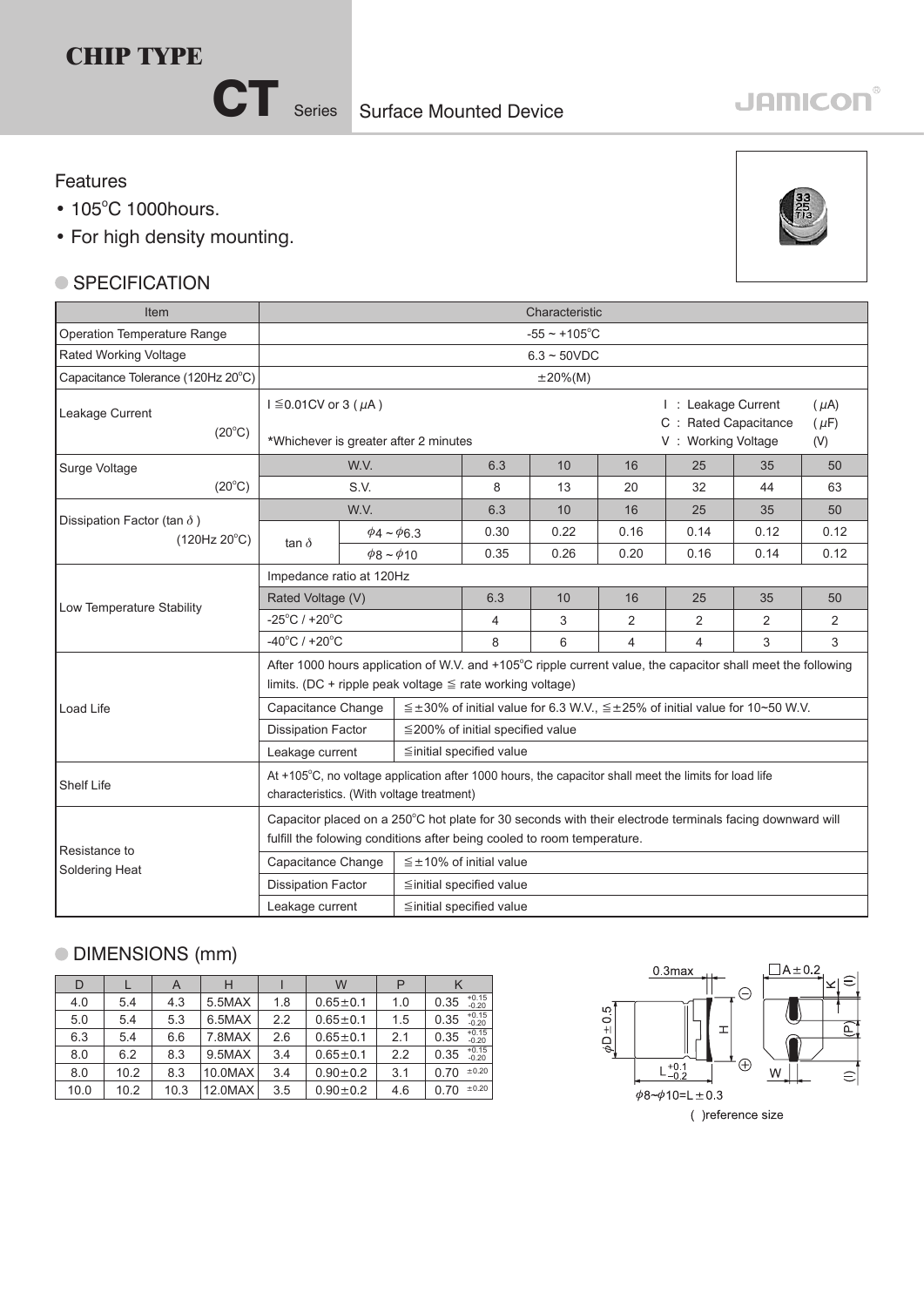# CHIP TYPE

## CT Series Surface Mounted Device

JAMICON

### Features

- 105°C 1000hours.
- For high density mounting.

### SPECIFICATION

| Item | Characteristic | | | | | | | |
|---|---|---|---|---|---|---|---|---|
| Operation Temperature Range | -55 ~ +105°C | | | | | | | |
| Rated Working Voltage | 6.3 ~ 50VDC | | | | | | | |
| Capacitance Tolerance (120Hz 20°C) | ±20%(M) | | | | | | | |
| Leakage Current (20°C) | I ≦0.01CV or 3 (μA) *Whichever is greater after 2 minutes | | I : Leakage Current (μA) C : Rated Capacitance (μF) V : Working Voltage (V) | | | | | |
| Surge Voltage (20°C) | W.V. | | 6.3 | 10 | 16 | 25 | 35 | 50 |
| | S.V. | | 8 | 13 | 20 | 32 | 44 | 63 |
| Dissipation Factor (tan δ) (120Hz 20°C) | W.V. | | 6.3 | 10 | 16 | 25 | 35 | 50 |
| | tan δ | φ4 ~ φ6.3 | 0.30 | 0.22 | 0.16 | 0.14 | 0.12 | 0.12 |
| | | φ8 ~ φ10 | 0.35 | 0.26 | 0.20 | 0.16 | 0.14 | 0.12 |
| Low Temperature Stability | Impedance ratio at 120Hz | | | | | | | |
| | Rated Voltage (V) | | 6.3 | 10 | 16 | 25 | 35 | 50 |
| | -25°C / +20°C | | 4 | 3 | 2 | 2 | 2 | 2 |
| | -40°C / +20°C | | 8 | 6 | 4 | 4 | 3 | 3 |
| Load Life | After 1000 hours application of W.V. and +105°C ripple current value, the capacitor shall meet the following limits. (DC + ripple peak voltage ≦ rate working voltage) | | | | | | | |
| | Capacitance Change | ≦±30% of initial value for 6.3 W.V., ≦±25% of initial value for 10~50 W.V. | | | | | | |
| | Dissipation Factor | ≦200% of initial specified value | | | | | | |
| | Leakage current | ≦initial specified value | | | | | | |
| Shelf Life | At +105°C, no voltage application after 1000 hours, the capacitor shall meet the limits for load life characteristics. (With voltage treatment) | | | | | | | |
| Resistance to Soldering Heat | Capacitor placed on a 250°C hot plate for 30 seconds with their electrode terminals facing downward will fulfill the folowing conditions after being cooled to room temperature. | | | | | | | |
| | Capacitance Change | ≦±10% of initial value | | | | | | |
| | Dissipation Factor | ≦initial specified value | | | | | | |
| | Leakage current | ≦initial specified value | | | | | | |

### DIMENSIONS (mm)

| D | L | A | H | I | W | P | K |
|---|---|---|---|---|---|---|---|
| 4.0 | 5.4 | 4.3 | 5.5MAX | 1.8 | 0.65±0.1 | 1.0 | 0.35 $^{+0.15}_{-0.20}$ |
| 5.0 | 5.4 | 5.3 | 6.5MAX | 2.2 | 0.65±0.1 | 1.5 | 0.35 $^{+0.15}_{-0.20}$ |
| 6.3 | 5.4 | 6.6 | 7.8MAX | 2.6 | 0.65±0.1 | 2.1 | 0.35 $^{+0.15}_{-0.20}$ |
| 8.0 | 6.2 | 8.3 | 9.5MAX | 3.4 | 0.65±0.1 | 2.2 | 0.35 $^{+0.15}_{-0.20}$ |
| 8.0 | 10.2 | 8.3 | 10.0MAX | 3.4 | 0.90±0.2 | 3.1 | 0.70 ±0.20 |
| 10.0 | 10.2 | 10.3 | 12.0MAX | 3.5 | 0.90±0.2 | 4.6 | 0.70 ±0.20 |

0.3max, □A±0.2, φD±0.5, H, K, (I), (P), W, L $^{+0.1}_{-0.2}$

φ8~φ10=L±0.3

( )reference size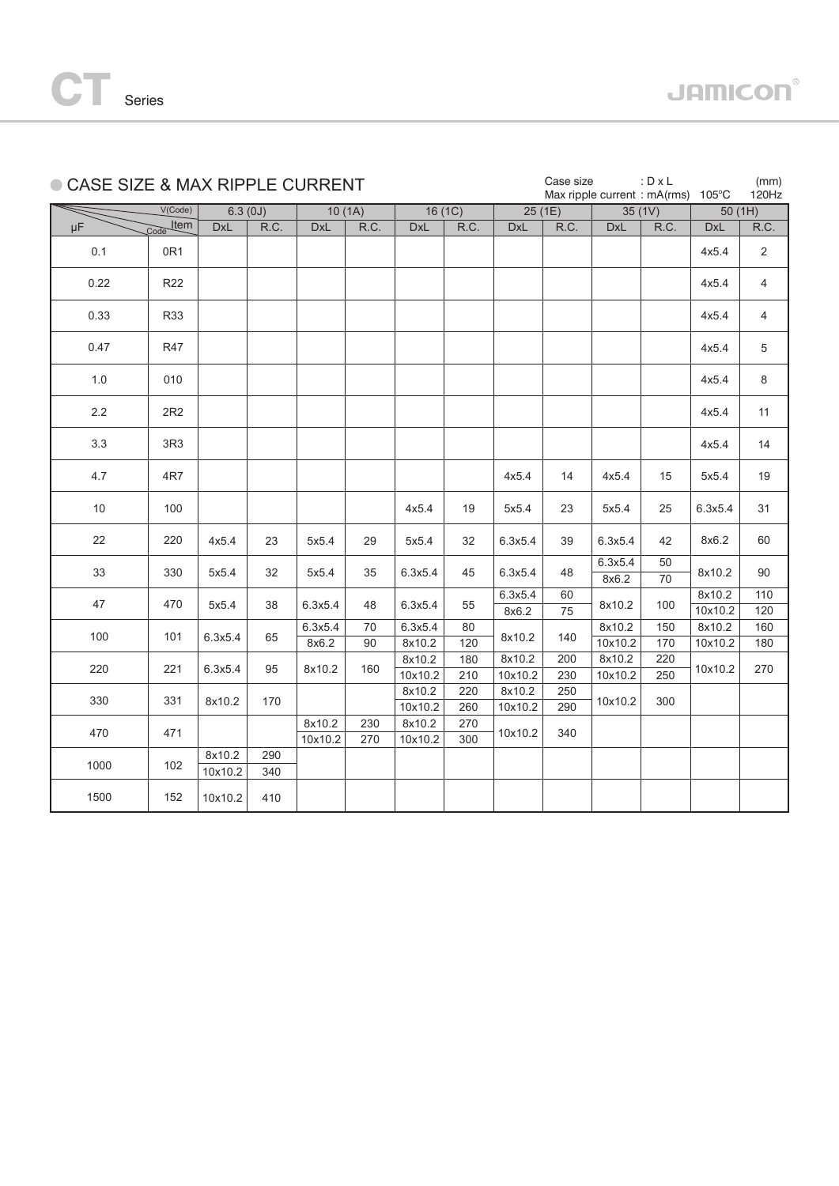## CASE SIZE & MAX RIPPLE CURRENT

Case size : D x L (mm)
Max ripple current : mA(rms) 105°C 120Hz

| μF | V(Code) / Item / Code | 6.3 (0J) | | 10 (1A) | | 16 (1C) | | 25 (1E) | | 35 (1V) | | 50 (1H) | |
|---|---|---|---|---|---|---|---|---|---|---|---|---|---|
| | | DxL | R.C. | DxL | R.C. | DxL | R.C. | DxL | R.C. | DxL | R.C. | DxL | R.C. |
| 0.1 | 0R1 | | | | | | | | | | | 4x5.4 | 2 |
| 0.22 | R22 | | | | | | | | | | | 4x5.4 | 4 |
| 0.33 | R33 | | | | | | | | | | | 4x5.4 | 4 |
| 0.47 | R47 | | | | | | | | | | | 4x5.4 | 5 |
| 1.0 | 010 | | | | | | | | | | | 4x5.4 | 8 |
| 2.2 | 2R2 | | | | | | | | | | | 4x5.4 | 11 |
| 3.3 | 3R3 | | | | | | | | | | | 4x5.4 | 14 |
| 4.7 | 4R7 | | | | | | | 4x5.4 | 14 | 4x5.4 | 15 | 5x5.4 | 19 |
| 10 | 100 | | | | | 4x5.4 | 19 | 5x5.4 | 23 | 5x5.4 | 25 | 6.3x5.4 | 31 |
| 22 | 220 | 4x5.4 | 23 | 5x5.4 | 29 | 5x5.4 | 32 | 6.3x5.4 | 39 | 6.3x5.4 | 42 | 8x6.2 | 60 |
| 33 | 330 | 5x5.4 | 32 | 5x5.4 | 35 | 6.3x5.4 | 45 | 6.3x5.4 | 48 | 6.3x5.4 | 50 | 8x10.2 | 90 |
| | | | | | | | | | | 8x6.2 | 70 | | |
| 47 | 470 | 5x5.4 | 38 | 6.3x5.4 | 48 | 6.3x5.4 | 55 | 6.3x5.4 | 60 | 8x10.2 | 100 | 8x10.2 | 110 |
| | | | | | | | | 8x6.2 | 75 | | | 10x10.2 | 120 |
| 100 | 101 | 6.3x5.4 | 65 | 6.3x5.4 | 70 | 6.3x5.4 | 80 | 8x10.2 | 140 | 8x10.2 | 150 | 8x10.2 | 160 |
| | | | | 8x6.2 | 90 | 8x10.2 | 120 | | | 10x10.2 | 170 | 10x10.2 | 180 |
| 220 | 221 | 6.3x5.4 | 95 | 8x10.2 | 160 | 8x10.2 | 180 | 8x10.2 | 200 | 8x10.2 | 220 | 10x10.2 | 270 |
| | | | | | | 10x10.2 | 210 | 10x10.2 | 230 | 10x10.2 | 250 | | |
| 330 | 331 | 8x10.2 | 170 | | | 8x10.2 | 220 | 8x10.2 | 250 | 10x10.2 | 300 | | |
| | | | | | | 10x10.2 | 260 | 10x10.2 | 290 | | | | |
| 470 | 471 | | | 8x10.2 | 230 | 8x10.2 | 270 | 10x10.2 | 340 | | | | |
| | | | | 10x10.2 | 270 | 10x10.2 | 300 | | | | | | |
| 1000 | 102 | 8x10.2 | 290 | | | | | | | | | | |
| | | 10x10.2 | 340 | | | | | | | | | | |
| 1500 | 152 | 10x10.2 | 410 | | | | | | | | | | |